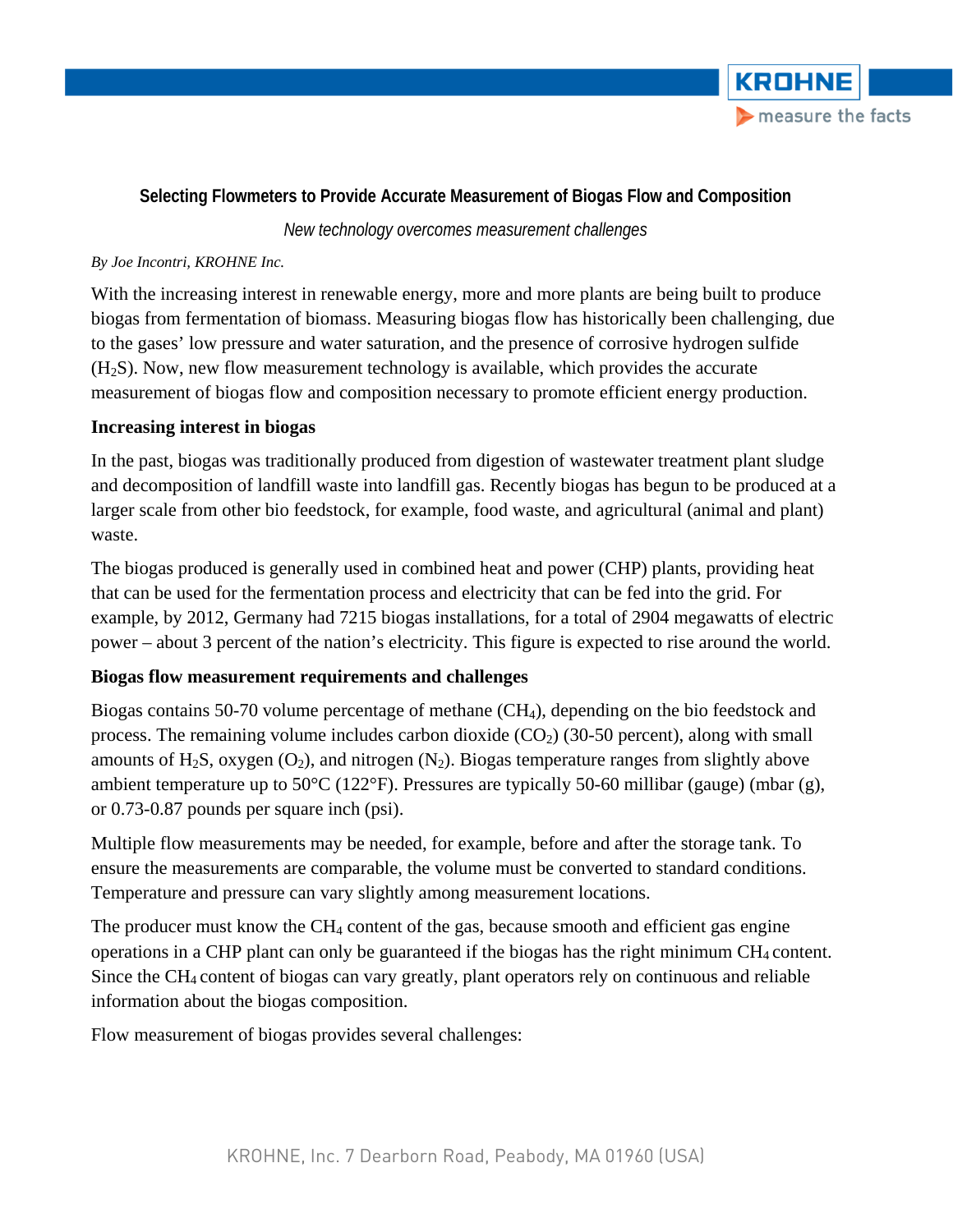# Selecting Flowmeters to Provide Accurate Measurement of Biogas Flow and Composition

*New technology overcomes measurement challenges*

*By Joe Incontri, KROHNE Inc.*

With the increasing interest in renewable energy, more and more plants are being built to produce biogas from fermentation of biomass. Measuring biogas flow has historically been challenging, due to the gases' low pressure and water saturation, and the presence of corrosive hydrogen sulfide ($H_2S$). Now, new flow measurement technology is available, which provides the accurate measurement of biogas flow and composition necessary to promote efficient energy production.

## Increasing interest in biogas

In the past, biogas was traditionally produced from digestion of wastewater treatment plant sludge and decomposition of landfill waste into landfill gas. Recently biogas has begun to be produced at a larger scale from other bio feedstock, for example, food waste, and agricultural (animal and plant) waste.

The biogas produced is generally used in combined heat and power (CHP) plants, providing heat that can be used for the fermentation process and electricity that can be fed into the grid. For example, by 2012, Germany had 7215 biogas installations, for a total of 2904 megawatts of electric power – about 3 percent of the nation's electricity. This figure is expected to rise around the world.

## Biogas flow measurement requirements and challenges

Biogas contains 50-70 volume percentage of methane ($CH_4$), depending on the bio feedstock and process. The remaining volume includes carbon dioxide ($CO_2$) (30-50 percent), along with small amounts of $H_2S$, oxygen ($O_2$), and nitrogen ($N_2$). Biogas temperature ranges from slightly above ambient temperature up to 50°C (122°F). Pressures are typically 50-60 millibar (gauge) (mbar (g), or 0.73-0.87 pounds per square inch (psi).

Multiple flow measurements may be needed, for example, before and after the storage tank. To ensure the measurements are comparable, the volume must be converted to standard conditions. Temperature and pressure can vary slightly among measurement locations.

The producer must know the $CH_4$ content of the gas, because smooth and efficient gas engine operations in a CHP plant can only be guaranteed if the biogas has the right minimum $CH_4$ content. Since the $CH_4$ content of biogas can vary greatly, plant operators rely on continuous and reliable information about the biogas composition.

Flow measurement of biogas provides several challenges: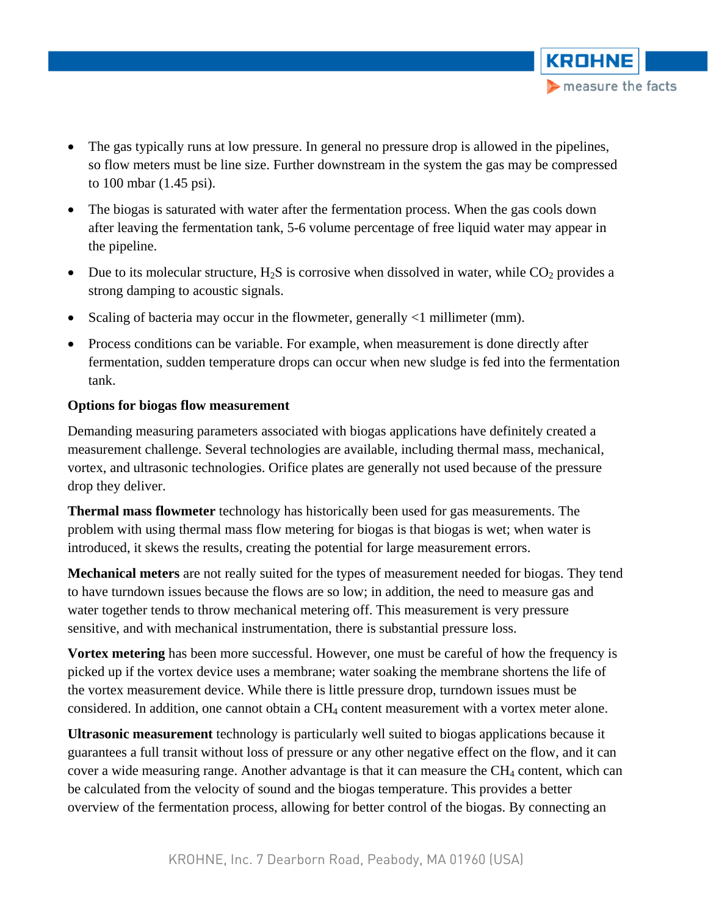- The gas typically runs at low pressure. In general no pressure drop is allowed in the pipelines, so flow meters must be line size. Further downstream in the system the gas may be compressed to 100 mbar (1.45 psi).
- The biogas is saturated with water after the fermentation process. When the gas cools down after leaving the fermentation tank, 5-6 volume percentage of free liquid water may appear in the pipeline.
- Due to its molecular structure, $H_2S$ is corrosive when dissolved in water, while $CO_2$ provides a strong damping to acoustic signals.
- Scaling of bacteria may occur in the flowmeter, generally <1 millimeter (mm).
- Process conditions can be variable. For example, when measurement is done directly after fermentation, sudden temperature drops can occur when new sludge is fed into the fermentation tank.

**Options for biogas flow measurement**

Demanding measuring parameters associated with biogas applications have definitely created a measurement challenge. Several technologies are available, including thermal mass, mechanical, vortex, and ultrasonic technologies. Orifice plates are generally not used because of the pressure drop they deliver.

**Thermal mass flowmeter** technology has historically been used for gas measurements. The problem with using thermal mass flow metering for biogas is that biogas is wet; when water is introduced, it skews the results, creating the potential for large measurement errors.

**Mechanical meters** are not really suited for the types of measurement needed for biogas. They tend to have turndown issues because the flows are so low; in addition, the need to measure gas and water together tends to throw mechanical metering off. This measurement is very pressure sensitive, and with mechanical instrumentation, there is substantial pressure loss.

**Vortex metering** has been more successful. However, one must be careful of how the frequency is picked up if the vortex device uses a membrane; water soaking the membrane shortens the life of the vortex measurement device. While there is little pressure drop, turndown issues must be considered. In addition, one cannot obtain a $CH_4$ content measurement with a vortex meter alone.

**Ultrasonic measurement** technology is particularly well suited to biogas applications because it guarantees a full transit without loss of pressure or any other negative effect on the flow, and it can cover a wide measuring range. Another advantage is that it can measure the $CH_4$ content, which can be calculated from the velocity of sound and the biogas temperature. This provides a better overview of the fermentation process, allowing for better control of the biogas. By connecting an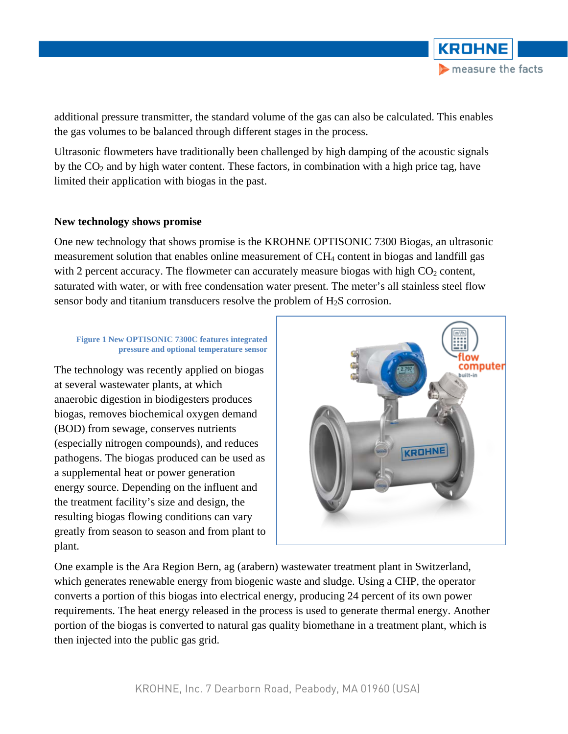additional pressure transmitter, the standard volume of the gas can also be calculated. This enables the gas volumes to be balanced through different stages in the process.

Ultrasonic flowmeters have traditionally been challenged by high damping of the acoustic signals by the $CO_2$ and by high water content. These factors, in combination with a high price tag, have limited their application with biogas in the past.

## New technology shows promise

One new technology that shows promise is the KROHNE OPTISONIC 7300 Biogas, an ultrasonic measurement solution that enables online measurement of $CH_4$ content in biogas and landfill gas with 2 percent accuracy. The flowmeter can accurately measure biogas with high $CO_2$ content, saturated with water, or with free condensation water present. The meter's all stainless steel flow sensor body and titanium transducers resolve the problem of $H_2S$ corrosion.

**Figure 1 New OPTISONIC 7300C features integrated pressure and optional temperature sensor**

The technology was recently applied on biogas at several wastewater plants, at which anaerobic digestion in biodigesters produces biogas, removes biochemical oxygen demand (BOD) from sewage, conserves nutrients (especially nitrogen compounds), and reduces pathogens. The biogas produced can be used as a supplemental heat or power generation energy source. Depending on the influent and the treatment facility's size and design, the resulting biogas flowing conditions can vary greatly from season to season and from plant to plant.

One example is the Ara Region Bern, ag (arabern) wastewater treatment plant in Switzerland, which generates renewable energy from biogenic waste and sludge. Using a CHP, the operator converts a portion of this biogas into electrical energy, producing 24 percent of its own power requirements. The heat energy released in the process is used to generate thermal energy. Another portion of the biogas is converted to natural gas quality biomethane in a treatment plant, which is then injected into the public gas grid.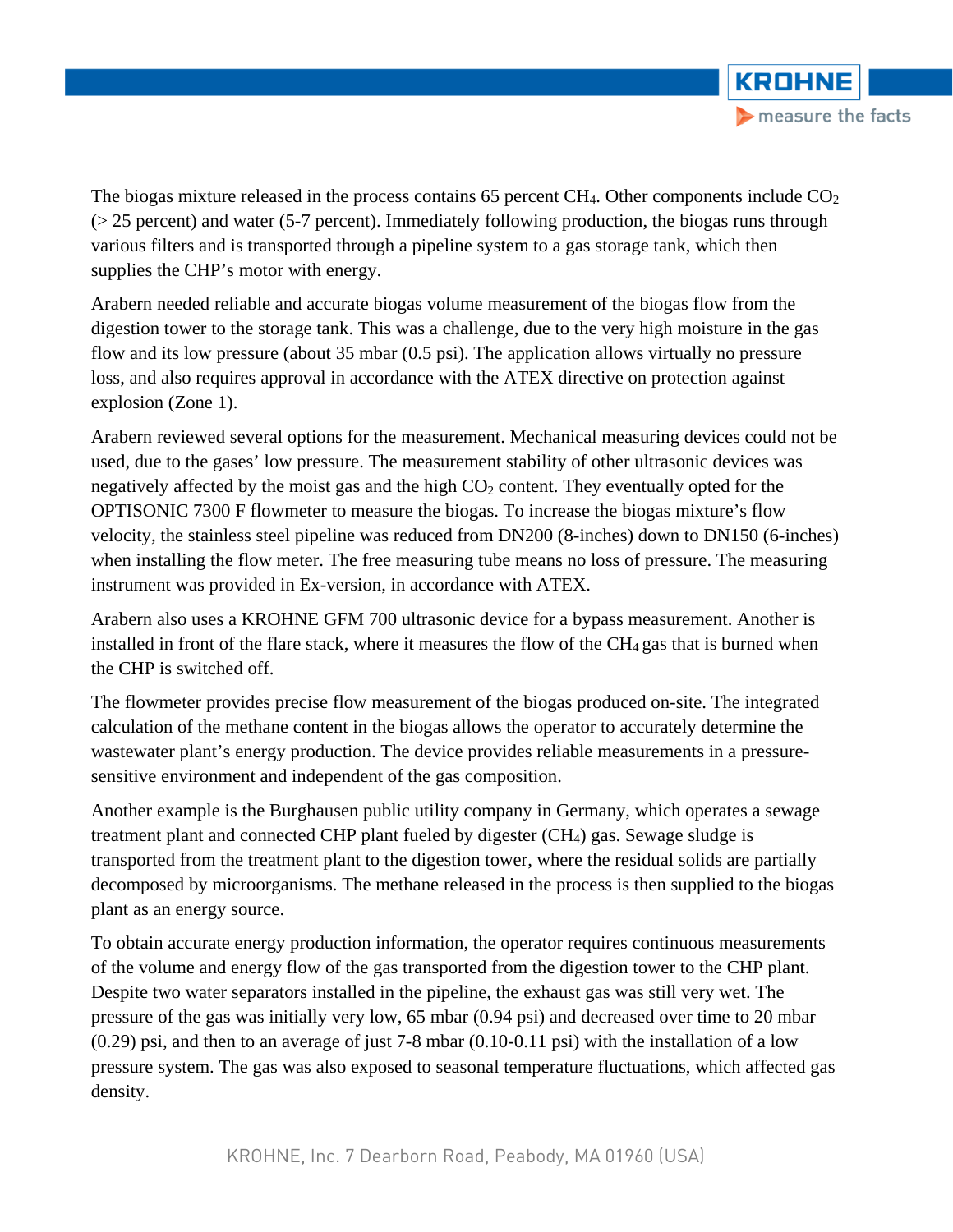The biogas mixture released in the process contains 65 percent $CH_4$. Other components include $CO_2$ (> 25 percent) and water (5-7 percent). Immediately following production, the biogas runs through various filters and is transported through a pipeline system to a gas storage tank, which then supplies the CHP's motor with energy.

Arabern needed reliable and accurate biogas volume measurement of the biogas flow from the digestion tower to the storage tank. This was a challenge, due to the very high moisture in the gas flow and its low pressure (about 35 mbar (0.5 psi). The application allows virtually no pressure loss, and also requires approval in accordance with the ATEX directive on protection against explosion (Zone 1).

Arabern reviewed several options for the measurement. Mechanical measuring devices could not be used, due to the gases' low pressure. The measurement stability of other ultrasonic devices was negatively affected by the moist gas and the high $CO_2$ content. They eventually opted for the OPTISONIC 7300 F flowmeter to measure the biogas. To increase the biogas mixture's flow velocity, the stainless steel pipeline was reduced from DN200 (8-inches) down to DN150 (6-inches) when installing the flow meter. The free measuring tube means no loss of pressure. The measuring instrument was provided in Ex-version, in accordance with ATEX.

Arabern also uses a KROHNE GFM 700 ultrasonic device for a bypass measurement. Another is installed in front of the flare stack, where it measures the flow of the $CH_4$ gas that is burned when the CHP is switched off.

The flowmeter provides precise flow measurement of the biogas produced on-site. The integrated calculation of the methane content in the biogas allows the operator to accurately determine the wastewater plant's energy production. The device provides reliable measurements in a pressure-sensitive environment and independent of the gas composition.

Another example is the Burghausen public utility company in Germany, which operates a sewage treatment plant and connected CHP plant fueled by digester ($CH_4$) gas. Sewage sludge is transported from the treatment plant to the digestion tower, where the residual solids are partially decomposed by microorganisms. The methane released in the process is then supplied to the biogas plant as an energy source.

To obtain accurate energy production information, the operator requires continuous measurements of the volume and energy flow of the gas transported from the digestion tower to the CHP plant. Despite two water separators installed in the pipeline, the exhaust gas was still very wet. The pressure of the gas was initially very low, 65 mbar (0.94 psi) and decreased over time to 20 mbar (0.29) psi, and then to an average of just 7-8 mbar (0.10-0.11 psi) with the installation of a low pressure system. The gas was also exposed to seasonal temperature fluctuations, which affected gas density.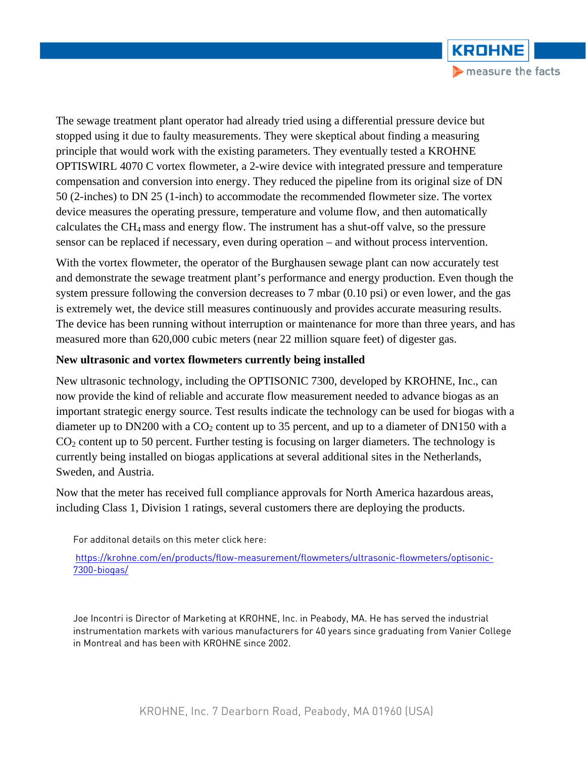The sewage treatment plant operator had already tried using a differential pressure device but stopped using it due to faulty measurements. They were skeptical about finding a measuring principle that would work with the existing parameters. They eventually tested a KROHNE OPTISWIRL 4070 C vortex flowmeter, a 2-wire device with integrated pressure and temperature compensation and conversion into energy. They reduced the pipeline from its original size of DN 50 (2-inches) to DN 25 (1-inch) to accommodate the recommended flowmeter size. The vortex device measures the operating pressure, temperature and volume flow, and then automatically calculates the $CH_4$ mass and energy flow. The instrument has a shut-off valve, so the pressure sensor can be replaced if necessary, even during operation – and without process intervention.

With the vortex flowmeter, the operator of the Burghausen sewage plant can now accurately test and demonstrate the sewage treatment plant's performance and energy production. Even though the system pressure following the conversion decreases to 7 mbar (0.10 psi) or even lower, and the gas is extremely wet, the device still measures continuously and provides accurate measuring results. The device has been running without interruption or maintenance for more than three years, and has measured more than 620,000 cubic meters (near 22 million square feet) of digester gas.

**New ultrasonic and vortex flowmeters currently being installed**

New ultrasonic technology, including the OPTISONIC 7300, developed by KROHNE, Inc., can now provide the kind of reliable and accurate flow measurement needed to advance biogas as an important strategic energy source. Test results indicate the technology can be used for biogas with a diameter up to DN200 with a $CO_2$ content up to 35 percent, and up to a diameter of DN150 with a $CO_2$ content up to 50 percent. Further testing is focusing on larger diameters. The technology is currently being installed on biogas applications at several additional sites in the Netherlands, Sweden, and Austria.

Now that the meter has received full compliance approvals for North America hazardous areas, including Class 1, Division 1 ratings, several customers there are deploying the products.

For additonal details on this meter click here:

https://krohne.com/en/products/flow-measurement/flowmeters/ultrasonic-flowmeters/optisonic-7300-biogas/

Joe Incontri is Director of Marketing at KROHNE, Inc. in Peabody, MA. He has served the industrial instrumentation markets with various manufacturers for 40 years since graduating from Vanier College in Montreal and has been with KROHNE since 2002.

KROHNE, Inc. 7 Dearborn Road, Peabody, MA 01960 (USA)